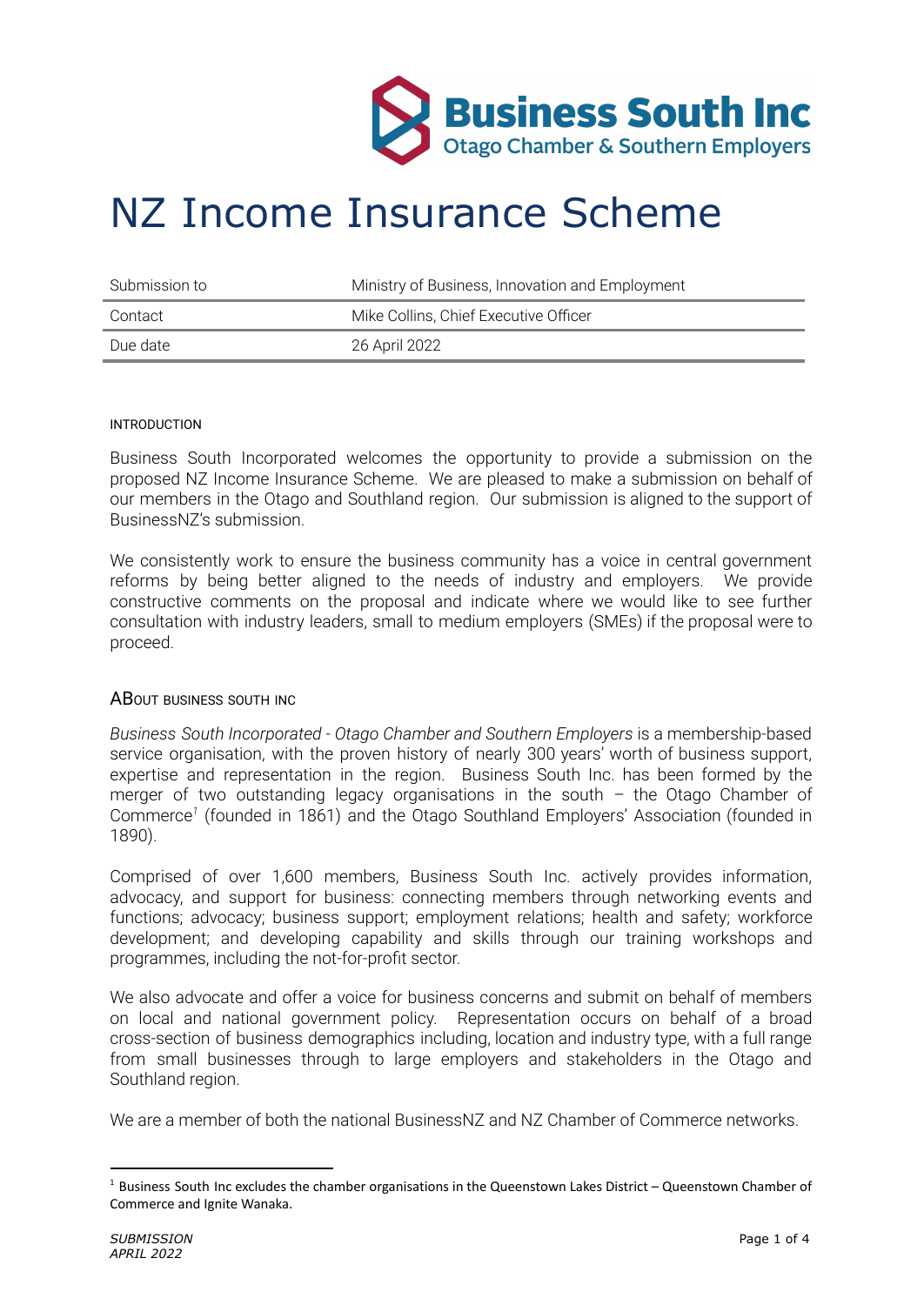**Business South Inc**
Otago Chamber & Southern Employers

# NZ Income Insurance Scheme

| Submission to | Ministry of Business, Innovation and Employment |
|---|---|
| Contact | Mike Collins, Chief Executive Officer |
| Due date | 26 April 2022 |

## INTRODUCTION

Business South Incorporated welcomes the opportunity to provide a submission on the proposed NZ Income Insurance Scheme. We are pleased to make a submission on behalf of our members in the Otago and Southland region. Our submission is aligned to the support of BusinessNZ's submission.

We consistently work to ensure the business community has a voice in central government reforms by being better aligned to the needs of industry and employers. We provide constructive comments on the proposal and indicate where we would like to see further consultation with industry leaders, small to medium employers (SMEs) if the proposal were to proceed.

## ABOUT BUSINESS SOUTH INC

*Business South Incorporated - Otago Chamber and Southern Employers* is a membership-based service organisation, with the proven history of nearly 300 years' worth of business support, expertise and representation in the region. Business South Inc. has been formed by the merger of two outstanding legacy organisations in the south – the Otago Chamber of Commerce[1] (founded in 1861) and the Otago Southland Employers' Association (founded in 1890).

Comprised of over 1,600 members, Business South Inc. actively provides information, advocacy, and support for business: connecting members through networking events and functions; advocacy; business support; employment relations; health and safety; workforce development; and developing capability and skills through our training workshops and programmes, including the not-for-profit sector.

We also advocate and offer a voice for business concerns and submit on behalf of members on local and national government policy. Representation occurs on behalf of a broad cross-section of business demographics including, location and industry type, with a full range from small businesses through to large employers and stakeholders in the Otago and Southland region.

We are a member of both the national BusinessNZ and NZ Chamber of Commerce networks.

---

[1] Business South Inc excludes the chamber organisations in the Queenstown Lakes District – Queenstown Chamber of Commerce and Ignite Wanaka.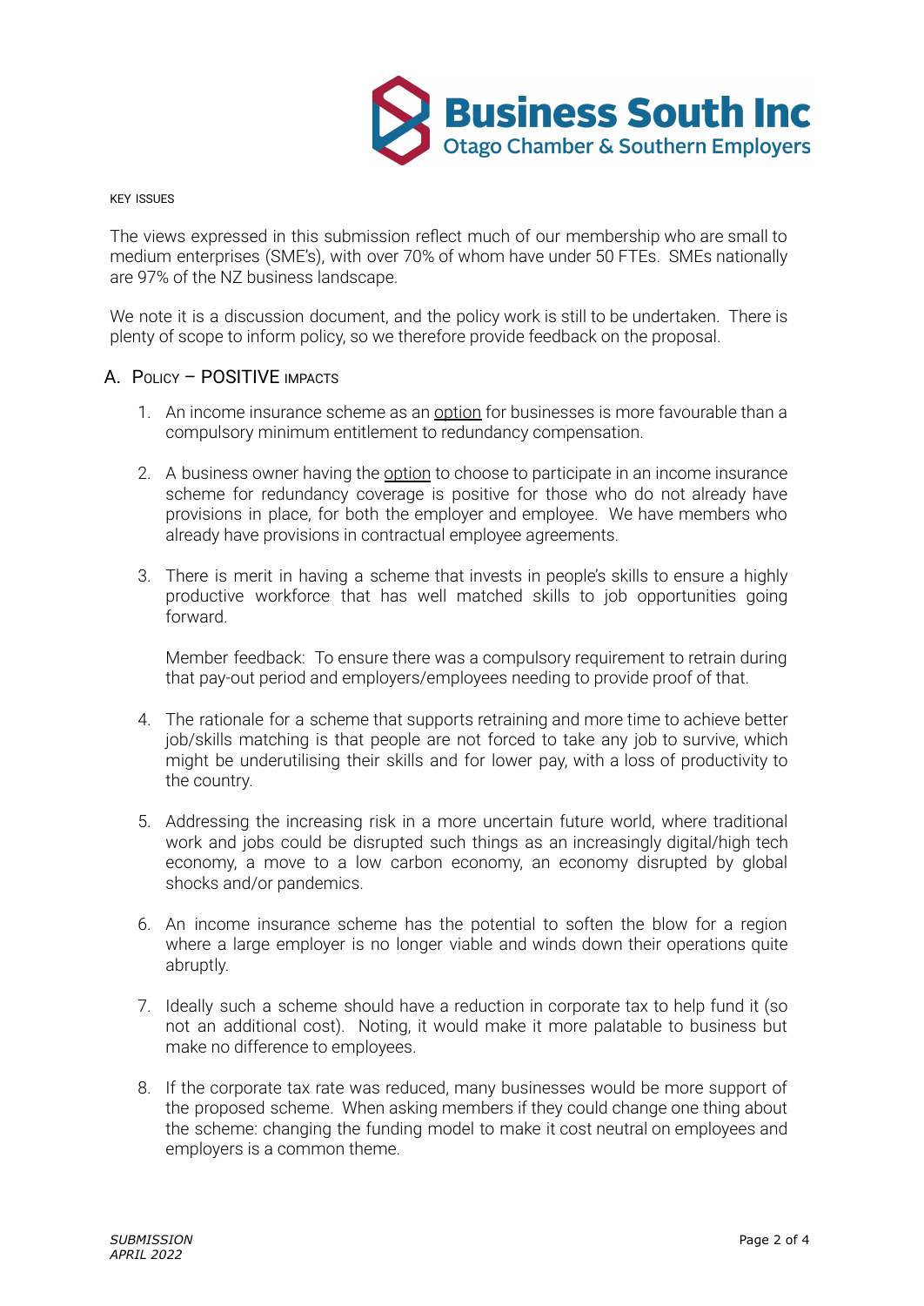KEY ISSUES

The views expressed in this submission reflect much of our membership who are small to medium enterprises (SME's), with over 70% of whom have under 50 FTEs. SMEs nationally are 97% of the NZ business landscape.

We note it is a discussion document, and the policy work is still to be undertaken. There is plenty of scope to inform policy, so we therefore provide feedback on the proposal.

## A. Policy – POSITIVE impacts

1. An income insurance scheme as an option for businesses is more favourable than a compulsory minimum entitlement to redundancy compensation.

2. A business owner having the option to choose to participate in an income insurance scheme for redundancy coverage is positive for those who do not already have provisions in place, for both the employer and employee. We have members who already have provisions in contractual employee agreements.

3. There is merit in having a scheme that invests in people's skills to ensure a highly productive workforce that has well matched skills to job opportunities going forward.

   Member feedback: To ensure there was a compulsory requirement to retrain during that pay-out period and employers/employees needing to provide proof of that.

4. The rationale for a scheme that supports retraining and more time to achieve better job/skills matching is that people are not forced to take any job to survive, which might be underutilising their skills and for lower pay, with a loss of productivity to the country.

5. Addressing the increasing risk in a more uncertain future world, where traditional work and jobs could be disrupted such things as an increasingly digital/high tech economy, a move to a low carbon economy, an economy disrupted by global shocks and/or pandemics.

6. An income insurance scheme has the potential to soften the blow for a region where a large employer is no longer viable and winds down their operations quite abruptly.

7. Ideally such a scheme should have a reduction in corporate tax to help fund it (so not an additional cost). Noting, it would make it more palatable to business but make no difference to employees.

8. If the corporate tax rate was reduced, many businesses would be more support of the proposed scheme. When asking members if they could change one thing about the scheme: changing the funding model to make it cost neutral on employees and employers is a common theme.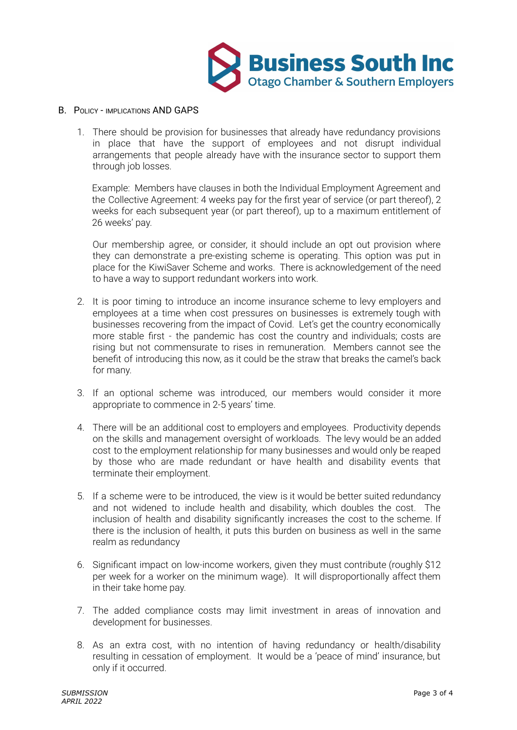## B. Policy - implications AND GAPS

1. There should be provision for businesses that already have redundancy provisions in place that have the support of employees and not disrupt individual arrangements that people already have with the insurance sector to support them through job losses.

   Example: Members have clauses in both the Individual Employment Agreement and the Collective Agreement: 4 weeks pay for the first year of service (or part thereof), 2 weeks for each subsequent year (or part thereof), up to a maximum entitlement of 26 weeks' pay.

   Our membership agree, or consider, it should include an opt out provision where they can demonstrate a pre-existing scheme is operating. This option was put in place for the KiwiSaver Scheme and works. There is acknowledgement of the need to have a way to support redundant workers into work.

2. It is poor timing to introduce an income insurance scheme to levy employers and employees at a time when cost pressures on businesses is extremely tough with businesses recovering from the impact of Covid. Let's get the country economically more stable first - the pandemic has cost the country and individuals; costs are rising but not commensurate to rises in remuneration. Members cannot see the benefit of introducing this now, as it could be the straw that breaks the camel's back for many.

3. If an optional scheme was introduced, our members would consider it more appropriate to commence in 2-5 years' time.

4. There will be an additional cost to employers and employees. Productivity depends on the skills and management oversight of workloads. The levy would be an added cost to the employment relationship for many businesses and would only be reaped by those who are made redundant or have health and disability events that terminate their employment.

5. If a scheme were to be introduced, the view is it would be better suited redundancy and not widened to include health and disability, which doubles the cost. The inclusion of health and disability significantly increases the cost to the scheme. If there is the inclusion of health, it puts this burden on business as well in the same realm as redundancy

6. Significant impact on low-income workers, given they must contribute (roughly $12 per week for a worker on the minimum wage). It will disproportionally affect them in their take home pay.

7. The added compliance costs may limit investment in areas of innovation and development for businesses.

8. As an extra cost, with no intention of having redundancy or health/disability resulting in cessation of employment. It would be a 'peace of mind' insurance, but only if it occurred.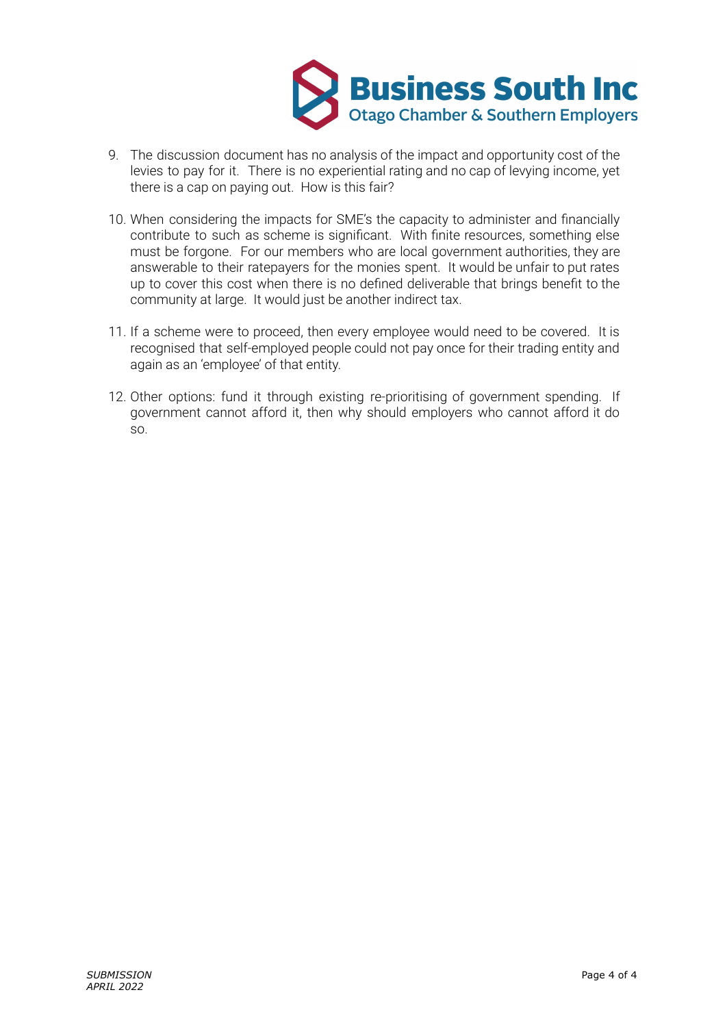9. The discussion document has no analysis of the impact and opportunity cost of the levies to pay for it. There is no experiential rating and no cap of levying income, yet there is a cap on paying out. How is this fair?

10. When considering the impacts for SME's the capacity to administer and financially contribute to such as scheme is significant. With finite resources, something else must be forgone. For our members who are local government authorities, they are answerable to their ratepayers for the monies spent. It would be unfair to put rates up to cover this cost when there is no defined deliverable that brings benefit to the community at large. It would just be another indirect tax.

11. If a scheme were to proceed, then every employee would need to be covered. It is recognised that self-employed people could not pay once for their trading entity and again as an 'employee' of that entity.

12. Other options: fund it through existing re-prioritising of government spending. If government cannot afford it, then why should employers who cannot afford it do so.